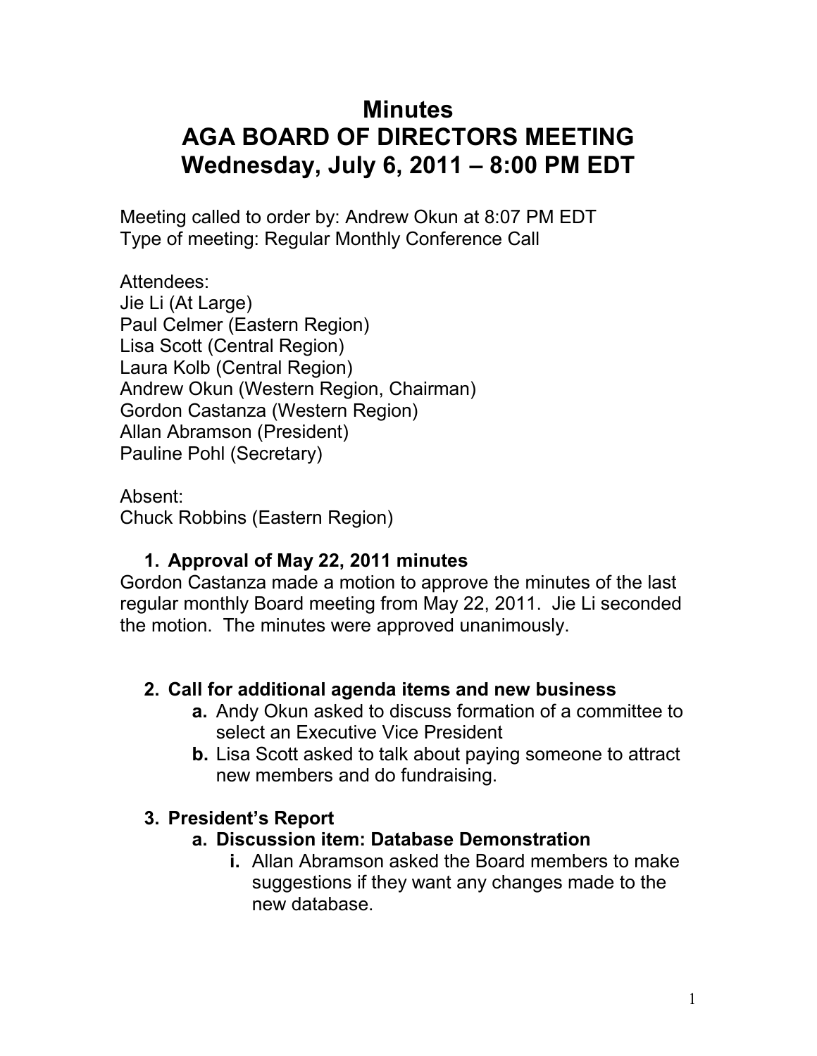# Minutes
# AGA BOARD OF DIRECTORS MEETING
# Wednesday, July 6, 2011 – 8:00 PM EDT

Meeting called to order by: Andrew Okun at 8:07 PM EDT
Type of meeting: Regular Monthly Conference Call

Attendees:
Jie Li (At Large)
Paul Celmer (Eastern Region)
Lisa Scott (Central Region)
Laura Kolb (Central Region)
Andrew Okun (Western Region, Chairman)
Gordon Castanza (Western Region)
Allan Abramson (President)
Pauline Pohl (Secretary)

Absent:
Chuck Robbins (Eastern Region)

1. **Approval of May 22, 2011 minutes**

Gordon Castanza made a motion to approve the minutes of the last regular monthly Board meeting from May 22, 2011. Jie Li seconded the motion. The minutes were approved unanimously.

2. **Call for additional agenda items and new business**
   - **a.** Andy Okun asked to discuss formation of a committee to select an Executive Vice President
   - **b.** Lisa Scott asked to talk about paying someone to attract new members and do fundraising.

3. **President's Report**
   - **a. Discussion item: Database Demonstration**
     - **i.** Allan Abramson asked the Board members to make suggestions if they want any changes made to the new database.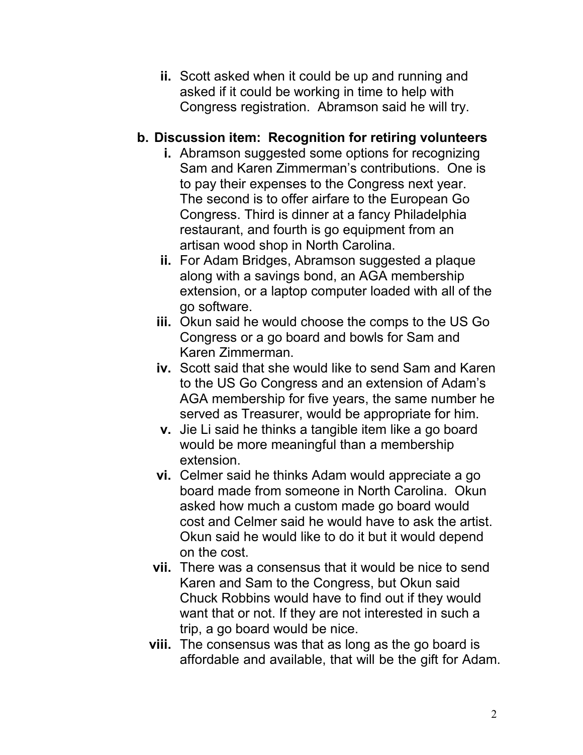ii. Scott asked when it could be up and running and asked if it could be working in time to help with Congress registration. Abramson said he will try.

**b. Discussion item: Recognition for retiring volunteers**

i. Abramson suggested some options for recognizing Sam and Karen Zimmerman's contributions. One is to pay their expenses to the Congress next year. The second is to offer airfare to the European Go Congress. Third is dinner at a fancy Philadelphia restaurant, and fourth is go equipment from an artisan wood shop in North Carolina.

ii. For Adam Bridges, Abramson suggested a plaque along with a savings bond, an AGA membership extension, or a laptop computer loaded with all of the go software.

iii. Okun said he would choose the comps to the US Go Congress or a go board and bowls for Sam and Karen Zimmerman.

iv. Scott said that she would like to send Sam and Karen to the US Go Congress and an extension of Adam's AGA membership for five years, the same number he served as Treasurer, would be appropriate for him.

v. Jie Li said he thinks a tangible item like a go board would be more meaningful than a membership extension.

vi. Celmer said he thinks Adam would appreciate a go board made from someone in North Carolina. Okun asked how much a custom made go board would cost and Celmer said he would have to ask the artist. Okun said he would like to do it but it would depend on the cost.

vii. There was a consensus that it would be nice to send Karen and Sam to the Congress, but Okun said Chuck Robbins would have to find out if they would want that or not. If they are not interested in such a trip, a go board would be nice.

viii. The consensus was that as long as the go board is affordable and available, that will be the gift for Adam.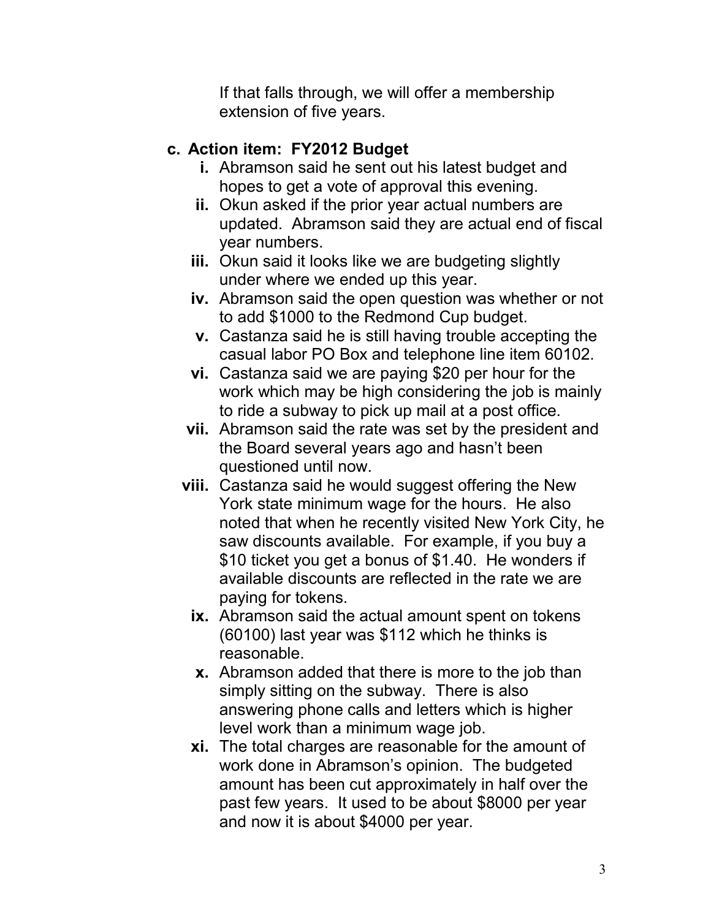If that falls through, we will offer a membership extension of five years.

**c. Action item: FY2012 Budget**

- **i.** Abramson said he sent out his latest budget and hopes to get a vote of approval this evening.
- **ii.** Okun asked if the prior year actual numbers are updated. Abramson said they are actual end of fiscal year numbers.
- **iii.** Okun said it looks like we are budgeting slightly under where we ended up this year.
- **iv.** Abramson said the open question was whether or not to add $1000 to the Redmond Cup budget.
- **v.** Castanza said he is still having trouble accepting the casual labor PO Box and telephone line item 60102.
- **vi.** Castanza said we are paying $20 per hour for the work which may be high considering the job is mainly to ride a subway to pick up mail at a post office.
- **vii.** Abramson said the rate was set by the president and the Board several years ago and hasn't been questioned until now.
- **viii.** Castanza said he would suggest offering the New York state minimum wage for the hours. He also noted that when he recently visited New York City, he saw discounts available. For example, if you buy a $10 ticket you get a bonus of $1.40. He wonders if available discounts are reflected in the rate we are paying for tokens.
- **ix.** Abramson said the actual amount spent on tokens (60100) last year was $112 which he thinks is reasonable.
- **x.** Abramson added that there is more to the job than simply sitting on the subway. There is also answering phone calls and letters which is higher level work than a minimum wage job.
- **xi.** The total charges are reasonable for the amount of work done in Abramson's opinion. The budgeted amount has been cut approximately in half over the past few years. It used to be about $8000 per year and now it is about $4000 per year.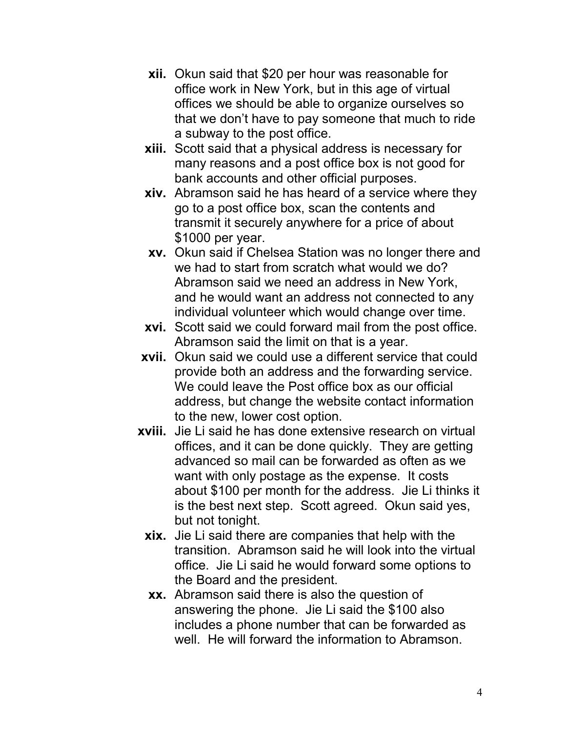- **xii.** Okun said that $20 per hour was reasonable for office work in New York, but in this age of virtual offices we should be able to organize ourselves so that we don’t have to pay someone that much to ride a subway to the post office.
- **xiii.** Scott said that a physical address is necessary for many reasons and a post office box is not good for bank accounts and other official purposes.
- **xiv.** Abramson said he has heard of a service where they go to a post office box, scan the contents and transmit it securely anywhere for a price of about $1000 per year.
- **xv.** Okun said if Chelsea Station was no longer there and we had to start from scratch what would we do? Abramson said we need an address in New York, and he would want an address not connected to any individual volunteer which would change over time.
- **xvi.** Scott said we could forward mail from the post office. Abramson said the limit on that is a year.
- **xvii.** Okun said we could use a different service that could provide both an address and the forwarding service. We could leave the Post office box as our official address, but change the website contact information to the new, lower cost option.
- **xviii.** Jie Li said he has done extensive research on virtual offices, and it can be done quickly. They are getting advanced so mail can be forwarded as often as we want with only postage as the expense. It costs about $100 per month for the address. Jie Li thinks it is the best next step. Scott agreed. Okun said yes, but not tonight.
- **xix.** Jie Li said there are companies that help with the transition. Abramson said he will look into the virtual office. Jie Li said he would forward some options to the Board and the president.
- **xx.** Abramson said there is also the question of answering the phone. Jie Li said the $100 also includes a phone number that can be forwarded as well. He will forward the information to Abramson.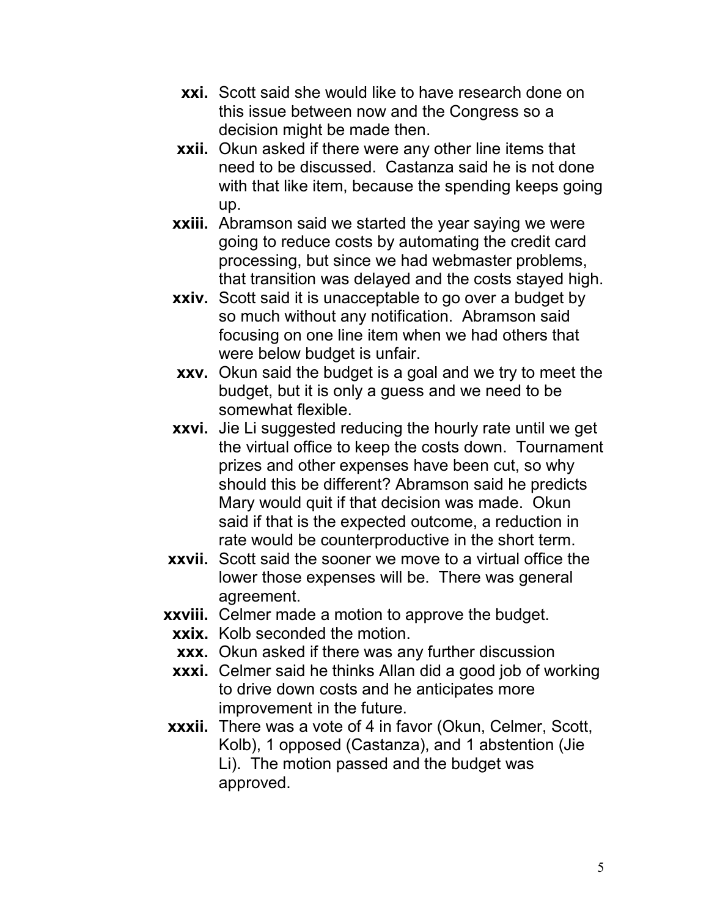- **xxi.** Scott said she would like to have research done on this issue between now and the Congress so a decision might be made then.
- **xxii.** Okun asked if there were any other line items that need to be discussed. Castanza said he is not done with that like item, because the spending keeps going up.
- **xxiii.** Abramson said we started the year saying we were going to reduce costs by automating the credit card processing, but since we had webmaster problems, that transition was delayed and the costs stayed high.
- **xxiv.** Scott said it is unacceptable to go over a budget by so much without any notification. Abramson said focusing on one line item when we had others that were below budget is unfair.
- **xxv.** Okun said the budget is a goal and we try to meet the budget, but it is only a guess and we need to be somewhat flexible.
- **xxvi.** Jie Li suggested reducing the hourly rate until we get the virtual office to keep the costs down. Tournament prizes and other expenses have been cut, so why should this be different? Abramson said he predicts Mary would quit if that decision was made. Okun said if that is the expected outcome, a reduction in rate would be counterproductive in the short term.
- **xxvii.** Scott said the sooner we move to a virtual office the lower those expenses will be. There was general agreement.
- **xxviii.** Celmer made a motion to approve the budget.
- **xxix.** Kolb seconded the motion.
- **xxx.** Okun asked if there was any further discussion
- **xxxi.** Celmer said he thinks Allan did a good job of working to drive down costs and he anticipates more improvement in the future.
- **xxxii.** There was a vote of 4 in favor (Okun, Celmer, Scott, Kolb), 1 opposed (Castanza), and 1 abstention (Jie Li). The motion passed and the budget was approved.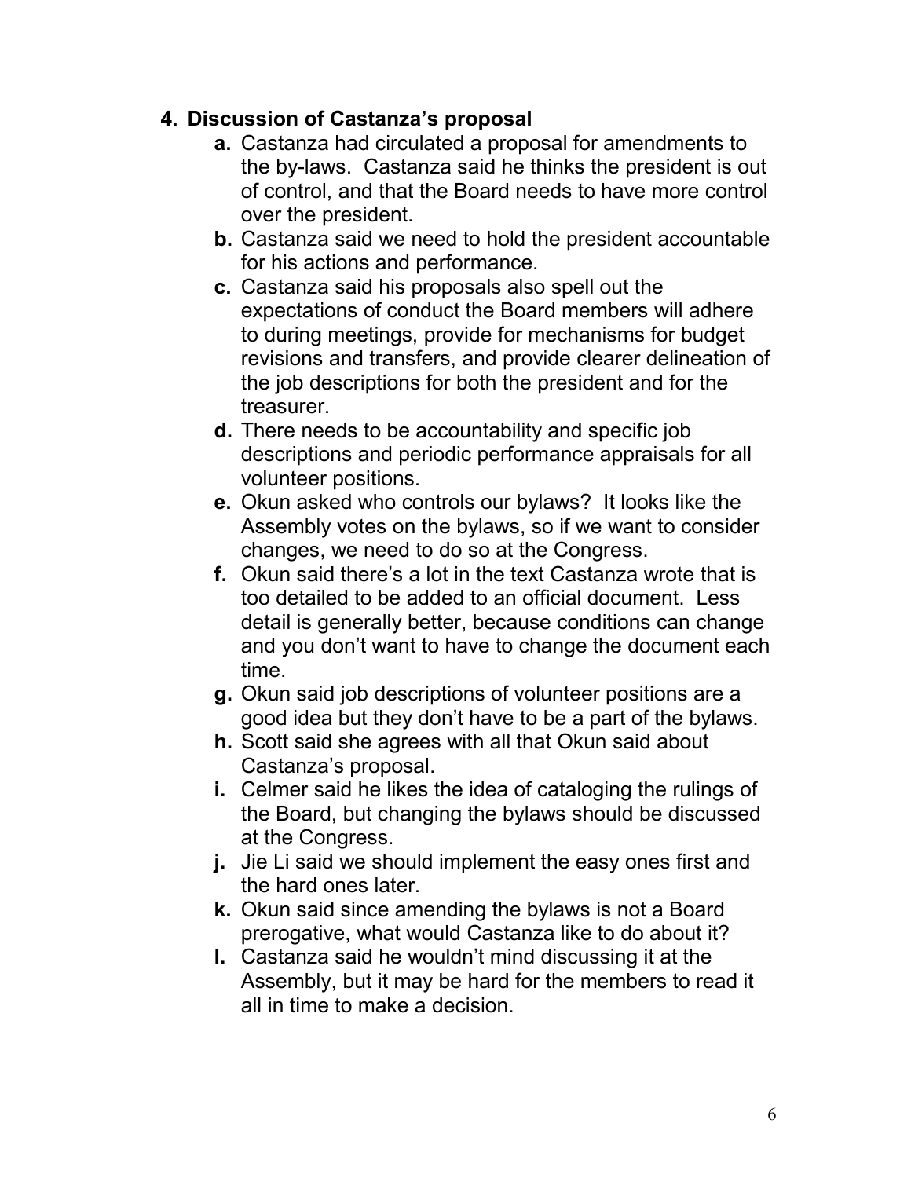4. **Discussion of Castanza's proposal**
    - **a.** Castanza had circulated a proposal for amendments to the by-laws. Castanza said he thinks the president is out of control, and that the Board needs to have more control over the president.
    - **b.** Castanza said we need to hold the president accountable for his actions and performance.
    - **c.** Castanza said his proposals also spell out the expectations of conduct the Board members will adhere to during meetings, provide for mechanisms for budget revisions and transfers, and provide clearer delineation of the job descriptions for both the president and for the treasurer.
    - **d.** There needs to be accountability and specific job descriptions and periodic performance appraisals for all volunteer positions.
    - **e.** Okun asked who controls our bylaws? It looks like the Assembly votes on the bylaws, so if we want to consider changes, we need to do so at the Congress.
    - **f.** Okun said there's a lot in the text Castanza wrote that is too detailed to be added to an official document. Less detail is generally better, because conditions can change and you don't want to have to change the document each time.
    - **g.** Okun said job descriptions of volunteer positions are a good idea but they don't have to be a part of the bylaws.
    - **h.** Scott said she agrees with all that Okun said about Castanza's proposal.
    - **i.** Celmer said he likes the idea of cataloging the rulings of the Board, but changing the bylaws should be discussed at the Congress.
    - **j.** Jie Li said we should implement the easy ones first and the hard ones later.
    - **k.** Okun said since amending the bylaws is not a Board prerogative, what would Castanza like to do about it?
    - **l.** Castanza said he wouldn't mind discussing it at the Assembly, but it may be hard for the members to read it all in time to make a decision.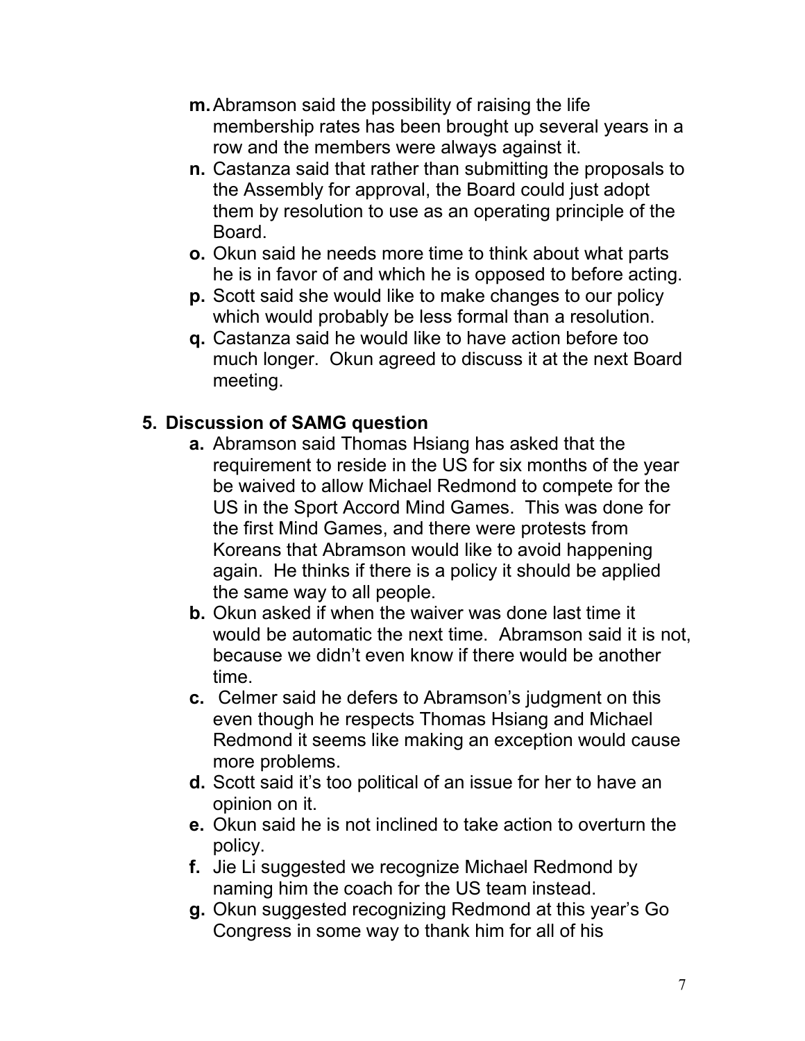- **m.** Abramson said the possibility of raising the life membership rates has been brought up several years in a row and the members were always against it.
- **n.** Castanza said that rather than submitting the proposals to the Assembly for approval, the Board could just adopt them by resolution to use as an operating principle of the Board.
- **o.** Okun said he needs more time to think about what parts he is in favor of and which he is opposed to before acting.
- **p.** Scott said she would like to make changes to our policy which would probably be less formal than a resolution.
- **q.** Castanza said he would like to have action before too much longer. Okun agreed to discuss it at the next Board meeting.

**5. Discussion of SAMG question**

- **a.** Abramson said Thomas Hsiang has asked that the requirement to reside in the US for six months of the year be waived to allow Michael Redmond to compete for the US in the Sport Accord Mind Games. This was done for the first Mind Games, and there were protests from Koreans that Abramson would like to avoid happening again. He thinks if there is a policy it should be applied the same way to all people.
- **b.** Okun asked if when the waiver was done last time it would be automatic the next time. Abramson said it is not, because we didn't even know if there would be another time.
- **c.** Celmer said he defers to Abramson's judgment on this even though he respects Thomas Hsiang and Michael Redmond it seems like making an exception would cause more problems.
- **d.** Scott said it's too political of an issue for her to have an opinion on it.
- **e.** Okun said he is not inclined to take action to overturn the policy.
- **f.** Jie Li suggested we recognize Michael Redmond by naming him the coach for the US team instead.
- **g.** Okun suggested recognizing Redmond at this year's Go Congress in some way to thank him for all of his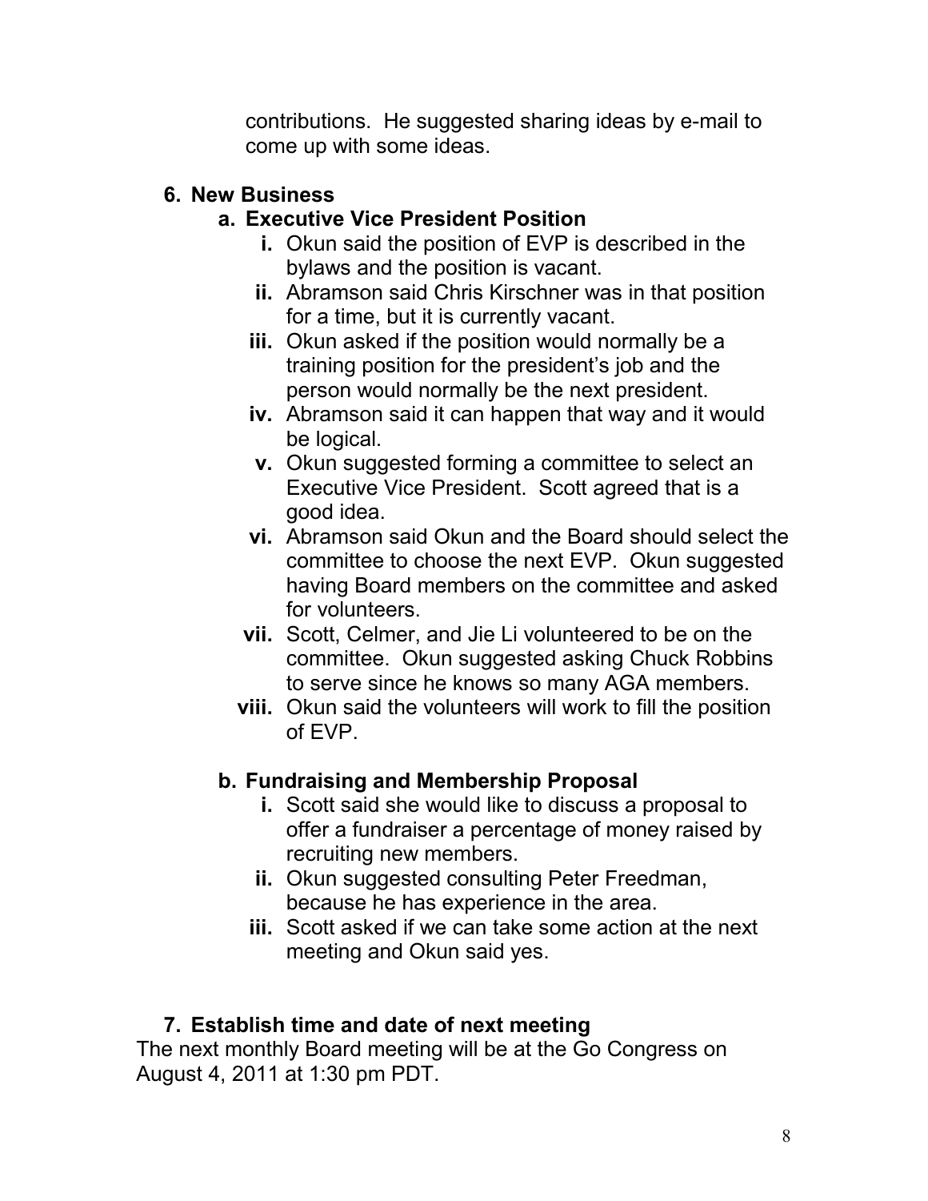contributions. He suggested sharing ideas by e-mail to come up with some ideas.

6. **New Business**

   a. **Executive Vice President Position**

      i. Okun said the position of EVP is described in the bylaws and the position is vacant.
      ii. Abramson said Chris Kirschner was in that position for a time, but it is currently vacant.
      iii. Okun asked if the position would normally be a training position for the president's job and the person would normally be the next president.
      iv. Abramson said it can happen that way and it would be logical.
      v. Okun suggested forming a committee to select an Executive Vice President. Scott agreed that is a good idea.
      vi. Abramson said Okun and the Board should select the committee to choose the next EVP. Okun suggested having Board members on the committee and asked for volunteers.
      vii. Scott, Celmer, and Jie Li volunteered to be on the committee. Okun suggested asking Chuck Robbins to serve since he knows so many AGA members.
      viii. Okun said the volunteers will work to fill the position of EVP.

   b. **Fundraising and Membership Proposal**

      i. Scott said she would like to discuss a proposal to offer a fundraiser a percentage of money raised by recruiting new members.
      ii. Okun suggested consulting Peter Freedman, because he has experience in the area.
      iii. Scott asked if we can take some action at the next meeting and Okun said yes.

7. **Establish time and date of next meeting**

The next monthly Board meeting will be at the Go Congress on August 4, 2011 at 1:30 pm PDT.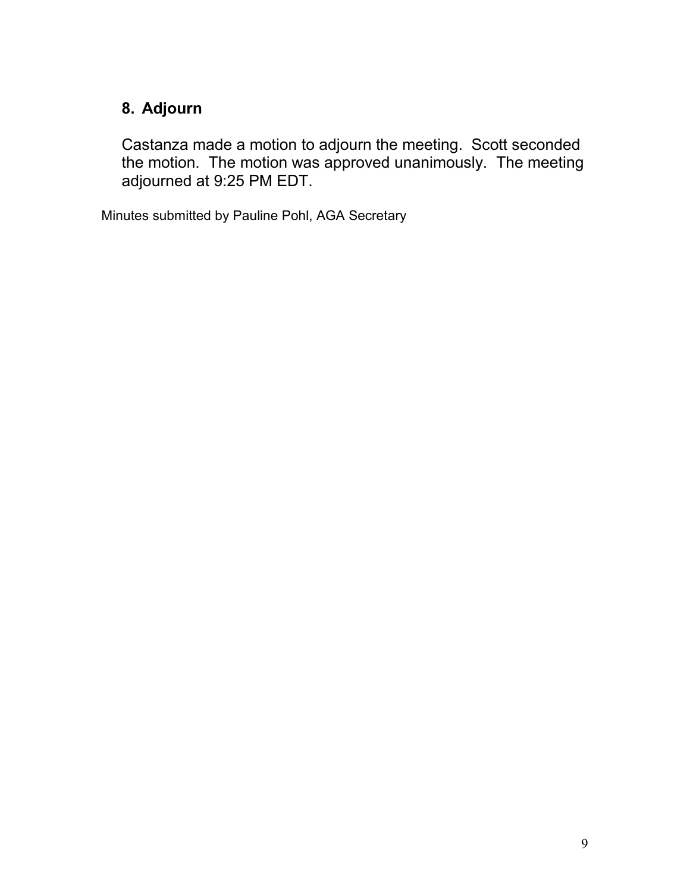## 8. Adjourn

Castanza made a motion to adjourn the meeting. Scott seconded the motion. The motion was approved unanimously. The meeting adjourned at 9:25 PM EDT.

Minutes submitted by Pauline Pohl, AGA Secretary